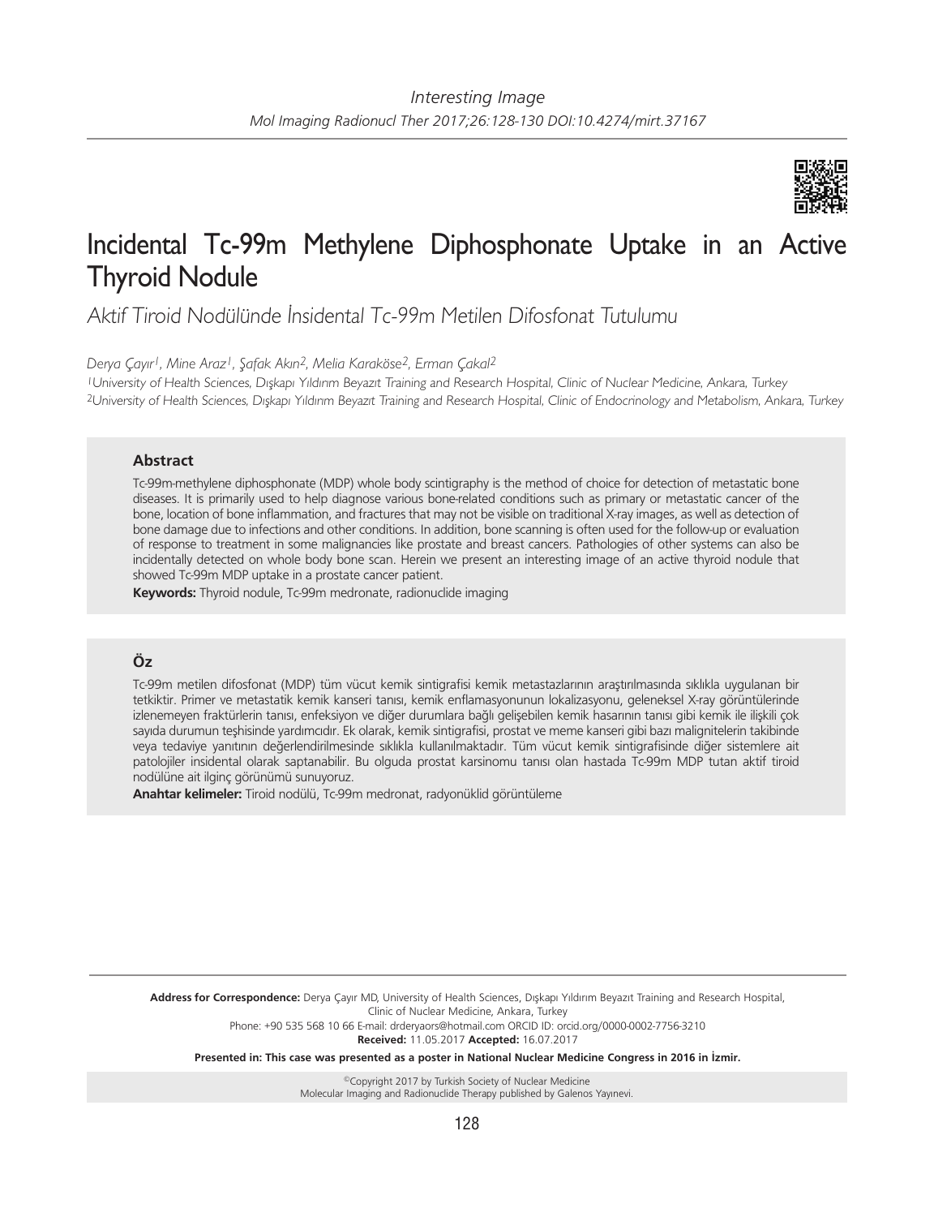Interesting Image

# Incidental Tc-99m Methylene Diphosphonate Uptake in an Active Thyroid Nodule

*Aktif Tiroid Nodülünde İnsidental Tc-99m Metilen Difosfonat Tutulumu*

*Derya Çayır[1], Mine Araz[1], Şafak Akın[2], Melia Karaköse[2], Erman Çakal[2]*

*[1]University of Health Sciences, Dışkapı Yıldırım Beyazıt Training and Research Hospital, Clinic of Nuclear Medicine, Ankara, Turkey*

*[2]University of Health Sciences, Dışkapı Yıldırım Beyazıt Training and Research Hospital, Clinic of Endocrinology and Metabolism, Ankara, Turkey*

### Abstract

Tc-99m-methylene diphosphonate (MDP) whole body scintigraphy is the method of choice for detection of metastatic bone diseases. It is primarily used to help diagnose various bone-related conditions such as primary or metastatic cancer of the bone, location of bone inflammation, and fractures that may not be visible on traditional X-ray images, as well as detection of bone damage due to infections and other conditions. In addition, bone scanning is often used for the follow-up or evaluation of response to treatment in some malignancies like prostate and breast cancers. Pathologies of other systems can also be incidentally detected on whole body bone scan. Herein we present an interesting image of an active thyroid nodule that showed Tc-99m MDP uptake in a prostate cancer patient.

**Keywords:** Thyroid nodule, Tc-99m medronate, radionuclide imaging

### Öz

Tc-99m metilen difosfonat (MDP) tüm vücut kemik sintigrafisi kemik metastazlarının araştırılmasında sıklıkla uygulanan bir tetkiktir. Primer ve metastatik kemik kanseri tanısı, kemik enflamasyonunun lokalizasyonu, geleneksel X-ray görüntülerinde izlenemeyen fraktürlerin tanısı, enfeksiyon ve diğer durumlara bağlı gelişebilen kemik hasarının tanısı gibi kemik ile ilişkili çok sayıda durumun teşhisinde yardımcıdır. Ek olarak, kemik sintigrafisi, prostat ve meme kanseri gibi bazı malignitelerin takibinde veya tedaviye yanıtının değerlendirilmesinde sıklıkla kullanılmaktadır. Tüm vücut kemik sintigrafisinde diğer sistemlere ait patolojiler insidental olarak saptanabilir. Bu olguda prostat karsinomu tanısı olan hastada Tc-99m MDP tutan aktif tiroid nodülüne ait ilginç görünümü sunuyoruz.

**Anahtar kelimeler:** Tiroid nodülü, Tc-99m medronat, radyonüklid görüntüleme

---

**Address for Correspondence:** Derya Çayır MD, University of Health Sciences, Dışkapı Yıldırım Beyazıt Training and Research Hospital, Clinic of Nuclear Medicine, Ankara, Turkey

Phone: +90 535 568 10 66 E-mail: drderyaors@hotmail.com ORCID ID: orcid.org/0000-0002-7756-3210

**Received:** 11.05.2017 **Accepted:** 16.07.2017

**Presented in: This case was presented as a poster in National Nuclear Medicine Congress in 2016 in İzmir.**

©Copyright 2017 by Turkish Society of Nuclear Medicine
Molecular Imaging and Radionuclide Therapy published by Galenos Yayınevi.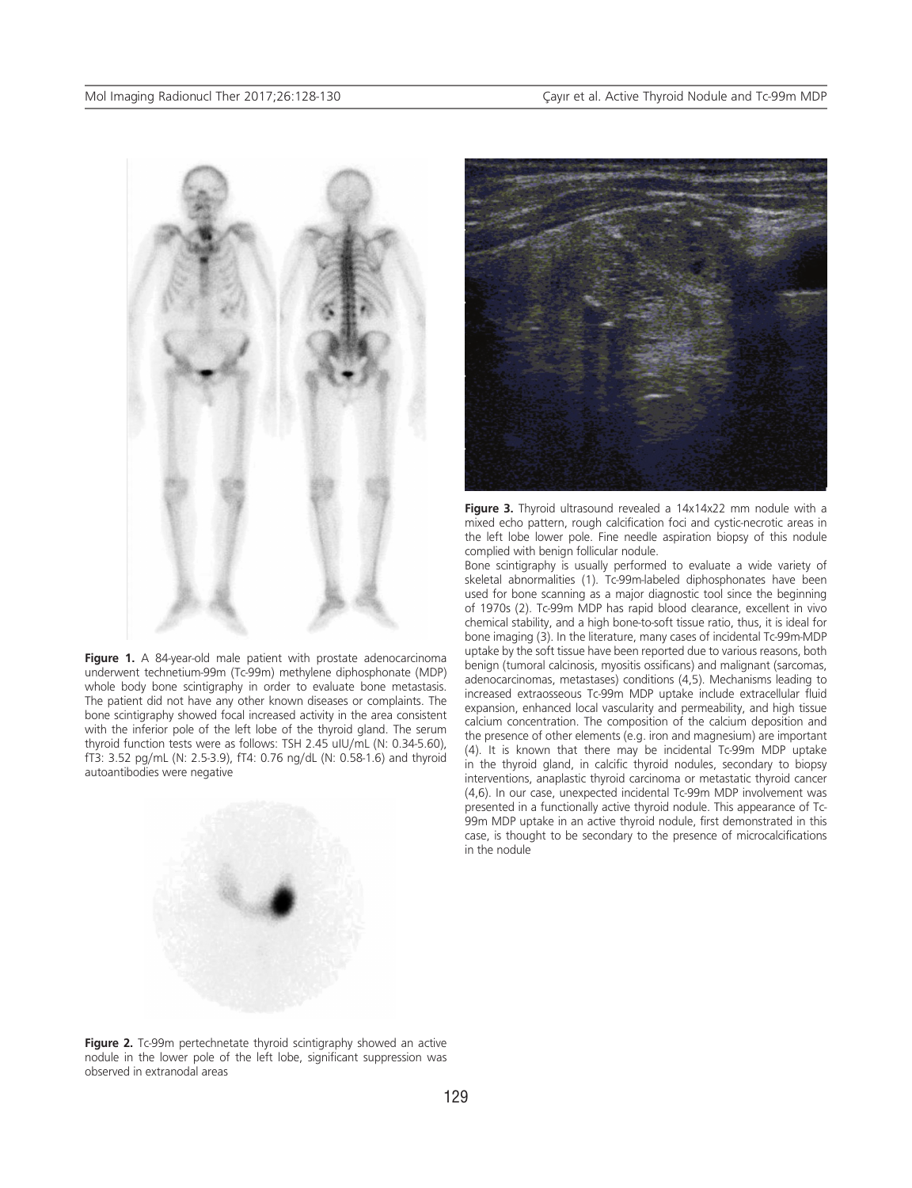**Figure 1.** A 84-year-old male patient with prostate adenocarcinoma underwent technetium-99m (Tc-99m) methylene diphosphonate (MDP) whole body bone scintigraphy in order to evaluate bone metastasis. The patient did not have any other known diseases or complaints. The bone scintigraphy showed focal increased activity in the area consistent with the inferior pole of the left lobe of the thyroid gland. The serum thyroid function tests were as follows: TSH 2.45 uIU/mL (N: 0.34-5.60), fT3: 3.52 pg/mL (N: 2.5-3.9), fT4: 0.76 ng/dL (N: 0.58-1.6) and thyroid autoantibodies were negative

**Figure 2.** Tc-99m pertechnetate thyroid scintigraphy showed an active nodule in the lower pole of the left lobe, significant suppression was observed in extranodal areas

**Figure 3.** Thyroid ultrasound revealed a 14x14x22 mm nodule with a mixed echo pattern, rough calcification foci and cystic-necrotic areas in the left lobe lower pole. Fine needle aspiration biopsy of this nodule complied with benign follicular nodule.

Bone scintigraphy is usually performed to evaluate a wide variety of skeletal abnormalities (1). Tc-99m-labeled diphosphonates have been used for bone scanning as a major diagnostic tool since the beginning of 1970s (2). Tc-99m MDP has rapid blood clearance, excellent in vivo chemical stability, and a high bone-to-soft tissue ratio, thus, it is ideal for bone imaging (3). In the literature, many cases of incidental Tc-99m-MDP uptake by the soft tissue have been reported due to various reasons, both benign (tumoral calcinosis, myositis ossificans) and malignant (sarcomas, adenocarcinomas, metastases) conditions (4,5). Mechanisms leading to increased extraosseous Tc-99m MDP uptake include extracellular fluid expansion, enhanced local vascularity and permeability, and high tissue calcium concentration. The composition of the calcium deposition and the presence of other elements (e.g. iron and magnesium) are important (4). It is known that there may be incidental Tc-99m MDP uptake in the thyroid gland, in calcific thyroid nodules, secondary to biopsy interventions, anaplastic thyroid carcinoma or metastatic thyroid cancer (4,6). In our case, unexpected incidental Tc-99m MDP involvement was presented in a functionally active thyroid nodule. This appearance of Tc-99m MDP uptake in an active thyroid nodule, first demonstrated in this case, is thought to be secondary to the presence of microcalcifications in the nodule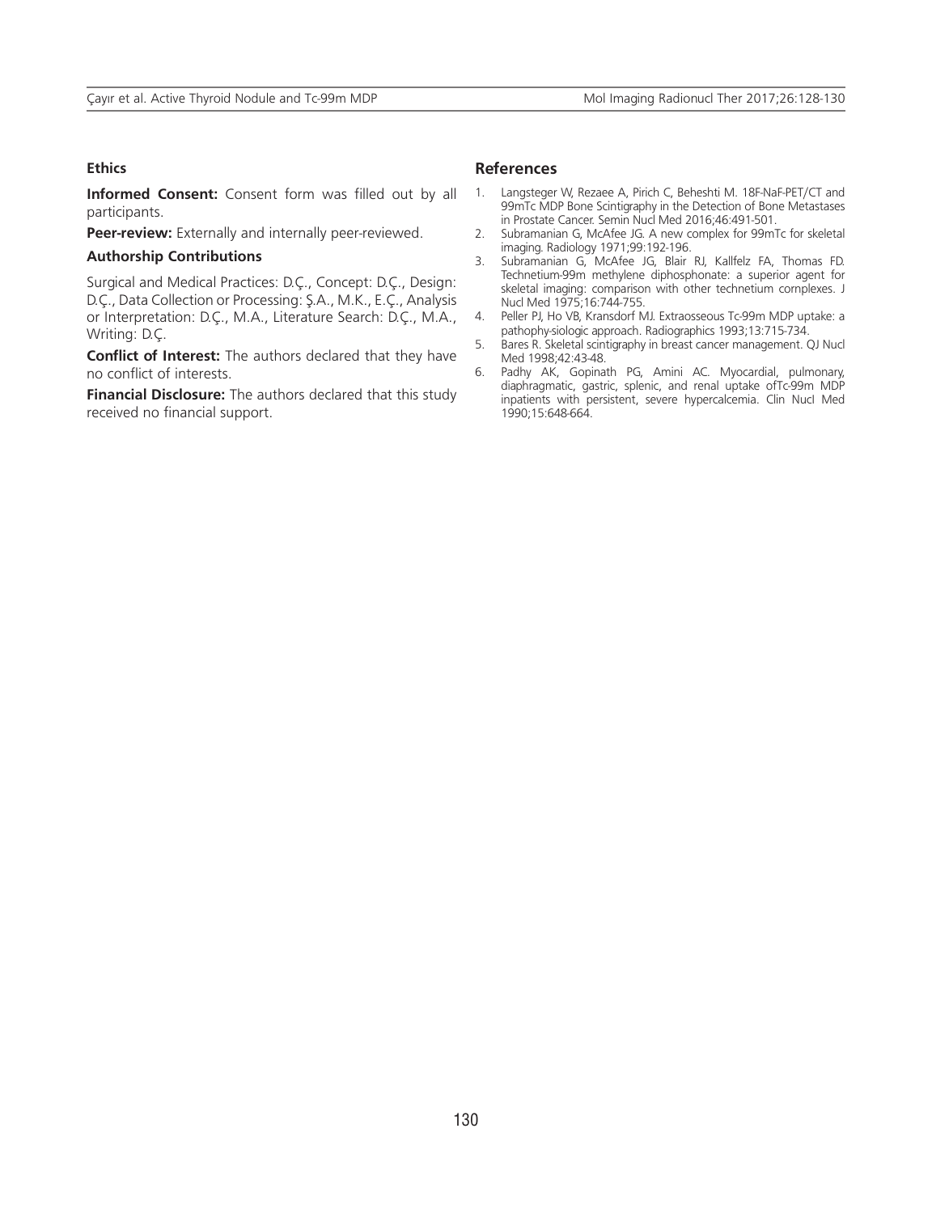### Ethics

**Informed Consent:** Consent form was filled out by all participants.

**Peer-review:** Externally and internally peer-reviewed.

### Authorship Contributions

Surgical and Medical Practices: D.Ç., Concept: D.Ç., Design: D.Ç., Data Collection or Processing: Ş.A., M.K., E.Ç., Analysis or Interpretation: D.Ç., M.A., Literature Search: D.Ç., M.A., Writing: D.Ç.

**Conflict of Interest:** The authors declared that they have no conflict of interests.

**Financial Disclosure:** The authors declared that this study received no financial support.

## References

1. Langsteger W, Rezaee A, Pirich C, Beheshti M. 18F-NaF-PET/CT and 99mTc MDP Bone Scintigraphy in the Detection of Bone Metastases in Prostate Cancer. Semin Nucl Med 2016;46:491-501.
2. Subramanian G, McAfee JG. A new complex for 99mTc for skeletal imaging. Radiology 1971;99:192-196.
3. Subramanian G, McAfee JG, Blair RJ, Kallfelz FA, Thomas FD. Technetium-99m methylene diphosphonate: a superior agent for skeletal imaging: comparison with other technetium cornplexes. J Nucl Med 1975;16:744-755.
4. Peller PJ, Ho VB, Kransdorf MJ. Extraosseous Tc-99m MDP uptake: a pathophy-siologic approach. Radiographics 1993;13:715-734.
5. Bares R. Skeletal scintigraphy in breast cancer management. QJ Nucl Med 1998;42:43-48.
6. Padhy AK, Gopinath PG, Amini AC. Myocardial, pulmonary, diaphragmatic, gastric, splenic, and renal uptake ofTc-99m MDP inpatients with persistent, severe hypercalcemia. Clin NucI Med 1990;15:648-664.